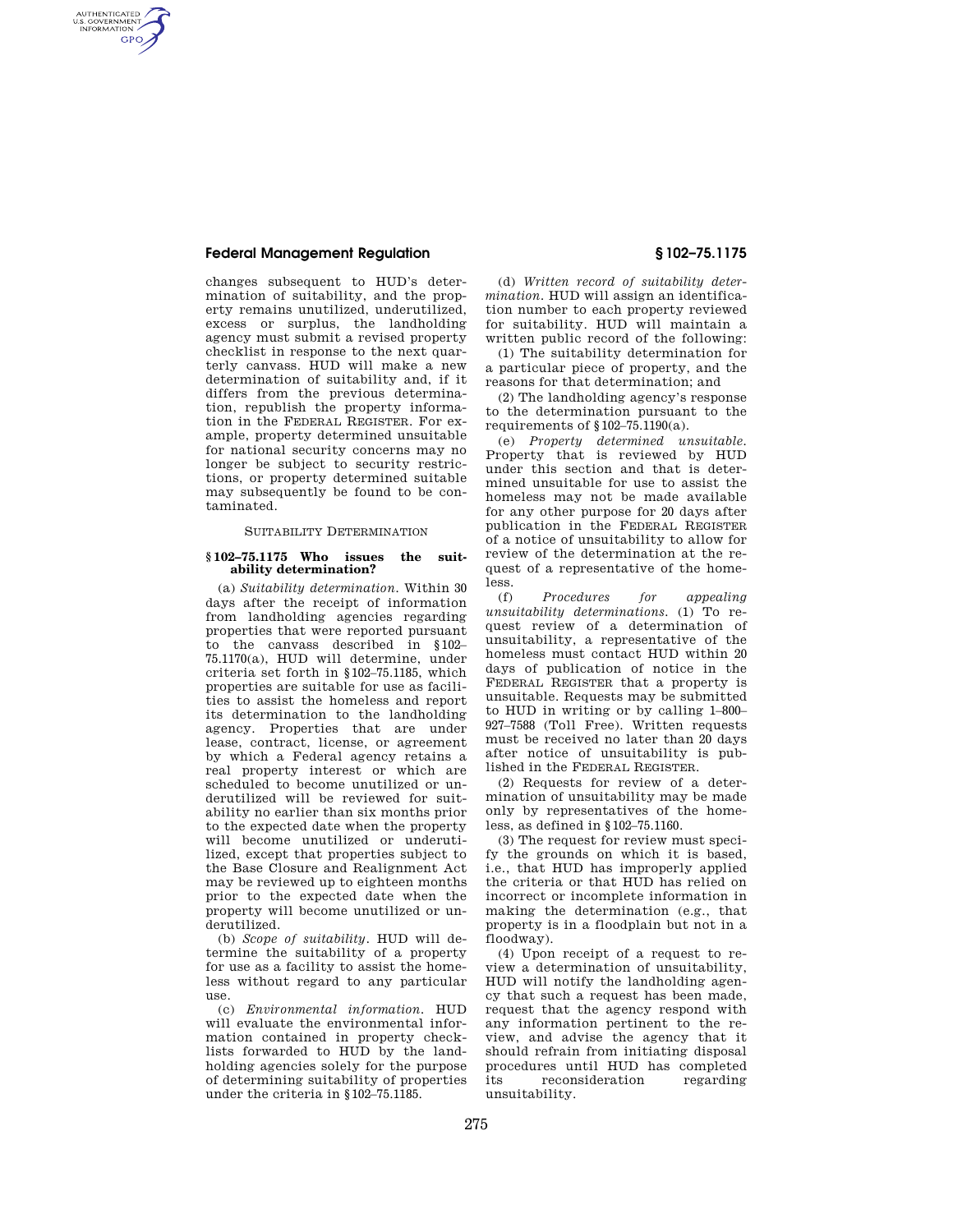changes subsequent to HUD's determination of suitability, and the property remains unutilized, underutilized, excess or surplus, the landholding agency must submit a revised property checklist in response to the next quarterly canvass. HUD will make a new determination of suitability and, if it differs from the previous determination, republish the property information in the FEDERAL REGISTER. For example, property determined unsuitable for national security concerns may no longer be subject to security restrictions, or property determined suitable may subsequently be found to be contaminated.

SUITABILITY DETERMINATION

### § 102–75.1175 Who issues the suitability determination?

(a) *Suitability determination.* Within 30 days after the receipt of information from landholding agencies regarding properties that were reported pursuant to the canvass described in § 102–75.1170(a), HUD will determine, under criteria set forth in § 102–75.1185, which properties are suitable for use as facilities to assist the homeless and report its determination to the landholding agency. Properties that are under lease, contract, license, or agreement by which a Federal agency retains a real property interest or which are scheduled to become unutilized or underutilized will be reviewed for suitability no earlier than six months prior to the expected date when the property will become unutilized or underutilized, except that properties subject to the Base Closure and Realignment Act may be reviewed up to eighteen months prior to the expected date when the property will become unutilized or underutilized.

(b) *Scope of suitability.* HUD will determine the suitability of a property for use as a facility to assist the homeless without regard to any particular use.

(c) *Environmental information.* HUD will evaluate the environmental information contained in property checklists forwarded to HUD by the landholding agencies solely for the purpose of determining suitability of properties under the criteria in § 102–75.1185.

(d) *Written record of suitability determination.* HUD will assign an identification number to each property reviewed for suitability. HUD will maintain a written public record of the following:

(1) The suitability determination for a particular piece of property, and the reasons for that determination; and

(2) The landholding agency's response to the determination pursuant to the requirements of § 102–75.1190(a).

(e) *Property determined unsuitable.* Property that is reviewed by HUD under this section and that is determined unsuitable for use to assist the homeless may not be made available for any other purpose for 20 days after publication in the FEDERAL REGISTER of a notice of unsuitability to allow for review of the determination at the request of a representative of the homeless.

(f) *Procedures for appealing unsuitability determinations.* (1) To request review of a determination of unsuitability, a representative of the homeless must contact HUD within 20 days of publication of notice in the FEDERAL REGISTER that a property is unsuitable. Requests may be submitted to HUD in writing or by calling 1–800–927–7588 (Toll Free). Written requests must be received no later than 20 days after notice of unsuitability is published in the FEDERAL REGISTER.

(2) Requests for review of a determination of unsuitability may be made only by representatives of the homeless, as defined in § 102–75.1160.

(3) The request for review must specify the grounds on which it is based, i.e., that HUD has improperly applied the criteria or that HUD has relied on incorrect or incomplete information in making the determination (e.g., that property is in a floodplain but not in a floodway).

(4) Upon receipt of a request to review a determination of unsuitability, HUD will notify the landholding agency that such a request has been made, request that the agency respond with any information pertinent to the review, and advise the agency that it should refrain from initiating disposal procedures until HUD has completed its reconsideration regarding unsuitability.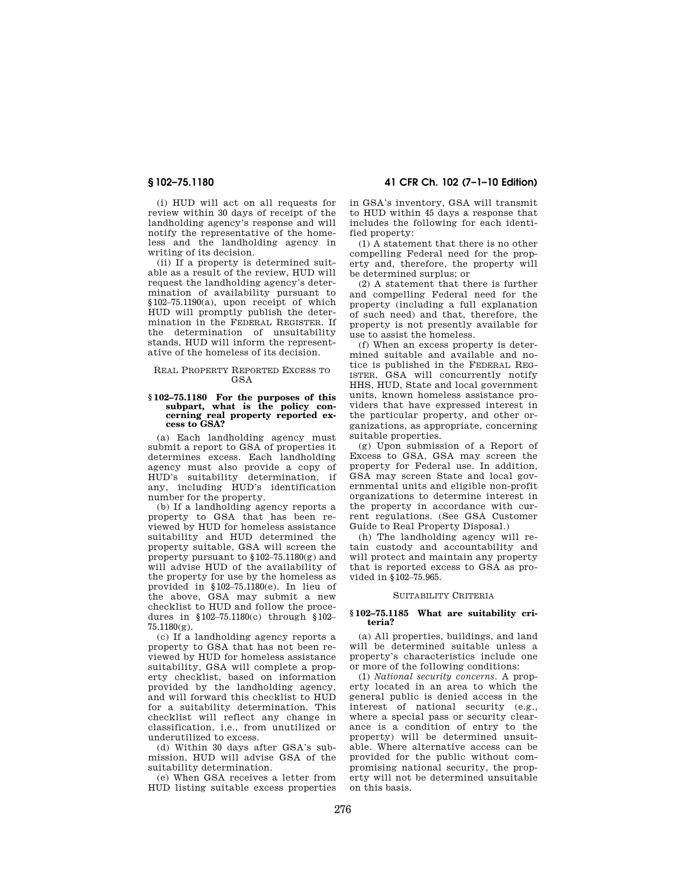(i) HUD will act on all requests for review within 30 days of receipt of the landholding agency's response and will notify the representative of the homeless and the landholding agency in writing of its decision.

(ii) If a property is determined suitable as a result of the review, HUD will request the landholding agency's determination of availability pursuant to §102–75.1190(a), upon receipt of which HUD will promptly publish the determination in the FEDERAL REGISTER. If the determination of unsuitability stands, HUD will inform the representative of the homeless of its decision.

REAL PROPERTY REPORTED EXCESS TO GSA

### §102–75.1180 For the purposes of this subpart, what is the policy concerning real property reported excess to GSA?

(a) Each landholding agency must submit a report to GSA of properties it determines excess. Each landholding agency must also provide a copy of HUD's suitability determination, if any, including HUD's identification number for the property.

(b) If a landholding agency reports a property to GSA that has been reviewed by HUD for homeless assistance suitability and HUD determined the property suitable, GSA will screen the property pursuant to §102–75.1180(g) and will advise HUD of the availability of the property for use by the homeless as provided in §102–75.1180(e). In lieu of the above, GSA may submit a new checklist to HUD and follow the procedures in §102–75.1180(c) through §102–75.1180(g).

(c) If a landholding agency reports a property to GSA that has not been reviewed by HUD for homeless assistance suitability, GSA will complete a property checklist, based on information provided by the landholding agency, and will forward this checklist to HUD for a suitability determination. This checklist will reflect any change in classification, i.e., from unutilized or underutilized to excess.

(d) Within 30 days after GSA's submission, HUD will advise GSA of the suitability determination.

(e) When GSA receives a letter from HUD listing suitable excess properties in GSA's inventory, GSA will transmit to HUD within 45 days a response that includes the following for each identified property:

(1) A statement that there is no other compelling Federal need for the property and, therefore, the property will be determined surplus; or

(2) A statement that there is further and compelling Federal need for the property (including a full explanation of such need) and that, therefore, the property is not presently available for use to assist the homeless.

(f) When an excess property is determined suitable and available and notice is published in the FEDERAL REGISTER, GSA will concurrently notify HHS, HUD, State and local government units, known homeless assistance providers that have expressed interest in the particular property, and other organizations, as appropriate, concerning suitable properties.

(g) Upon submission of a Report of Excess to GSA, GSA may screen the property for Federal use. In addition, GSA may screen State and local governmental units and eligible non-profit organizations to determine interest in the property in accordance with current regulations. (See GSA Customer Guide to Real Property Disposal.)

(h) The landholding agency will retain custody and accountability and will protect and maintain any property that is reported excess to GSA as provided in §102–75.965.

SUITABILITY CRITERIA

### §102–75.1185 What are suitability criteria?

(a) All properties, buildings, and land will be determined suitable unless a property's characteristics include one or more of the following conditions:

(1) *National security concerns*. A property located in an area to which the general public is denied access in the interest of national security (e.g., where a special pass or security clearance is a condition of entry to the property) will be determined unsuitable. Where alternative access can be provided for the public without compromising national security, the property will not be determined unsuitable on this basis.